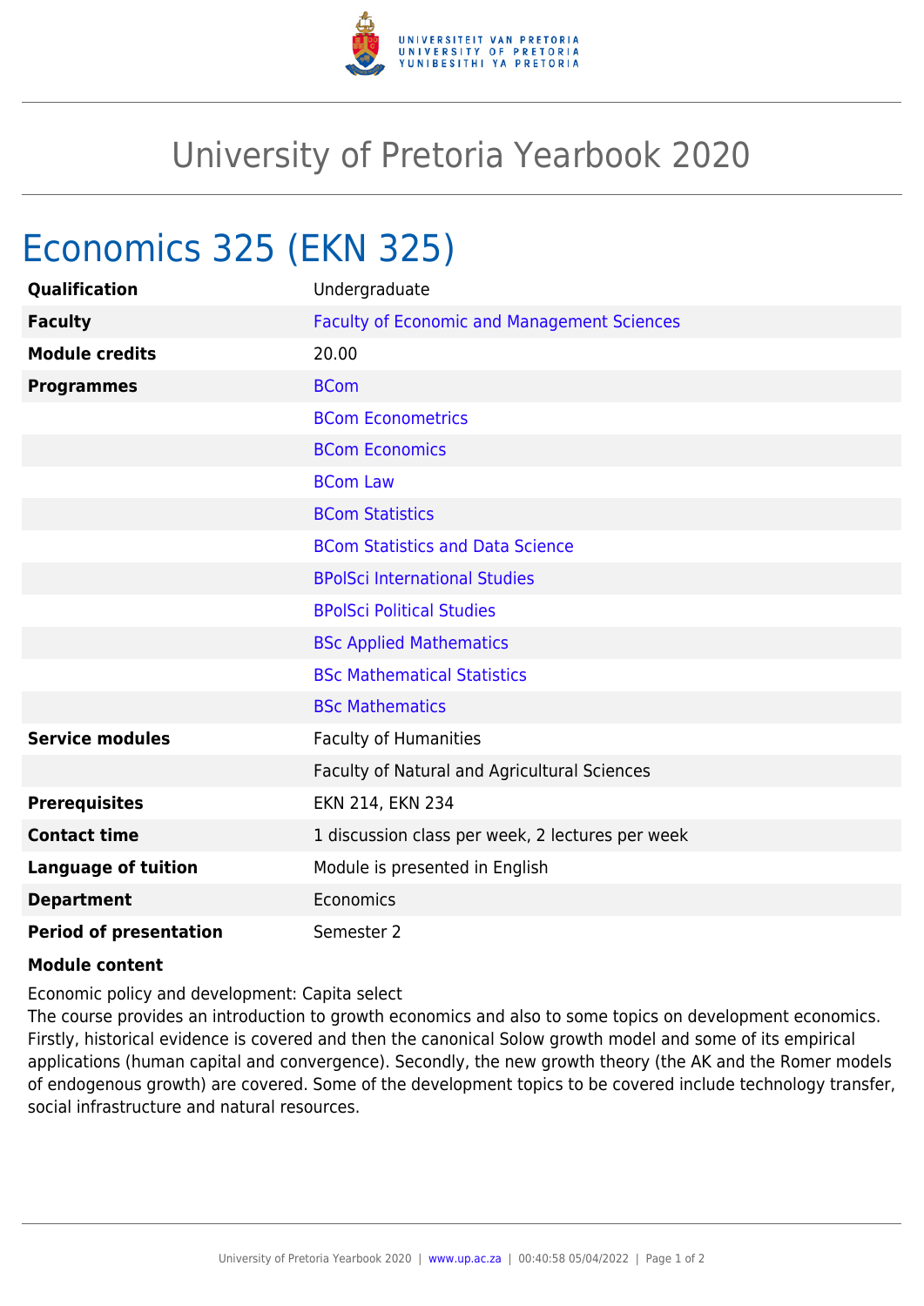# University of Pretoria Yearbook 2020

## Economics 325 (EKN 325)

| | |
|---|---|
| **Qualification** | Undergraduate |
| **Faculty** | Faculty of Economic and Management Sciences |
| **Module credits** | 20.00 |
| **Programmes** | BCom |
| | BCom Econometrics |
| | BCom Economics |
| | BCom Law |
| | BCom Statistics |
| | BCom Statistics and Data Science |
| | BPolSci International Studies |
| | BPolSci Political Studies |
| | BSc Applied Mathematics |
| | BSc Mathematical Statistics |
| | BSc Mathematics |
| **Service modules** | Faculty of Humanities |
| | Faculty of Natural and Agricultural Sciences |
| **Prerequisites** | EKN 214, EKN 234 |
| **Contact time** | 1 discussion class per week, 2 lectures per week |
| **Language of tuition** | Module is presented in English |
| **Department** | Economics |
| **Period of presentation** | Semester 2 |

**Module content**

Economic policy and development: Capita select
The course provides an introduction to growth economics and also to some topics on development economics. Firstly, historical evidence is covered and then the canonical Solow growth model and some of its empirical applications (human capital and convergence). Secondly, the new growth theory (the AK and the Romer models of endogenous growth) are covered. Some of the development topics to be covered include technology transfer, social infrastructure and natural resources.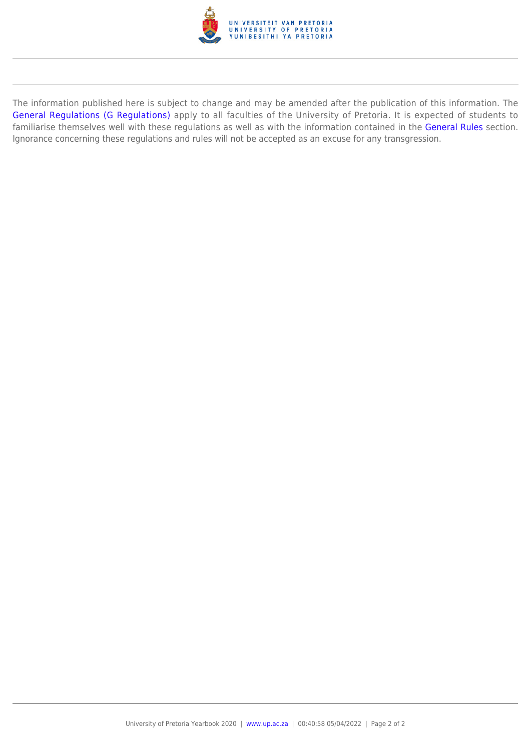The information published here is subject to change and may be amended after the publication of this information. The General Regulations (G Regulations) apply to all faculties of the University of Pretoria. It is expected of students to familiarise themselves well with these regulations as well as with the information contained in the General Rules section. Ignorance concerning these regulations and rules will not be accepted as an excuse for any transgression.